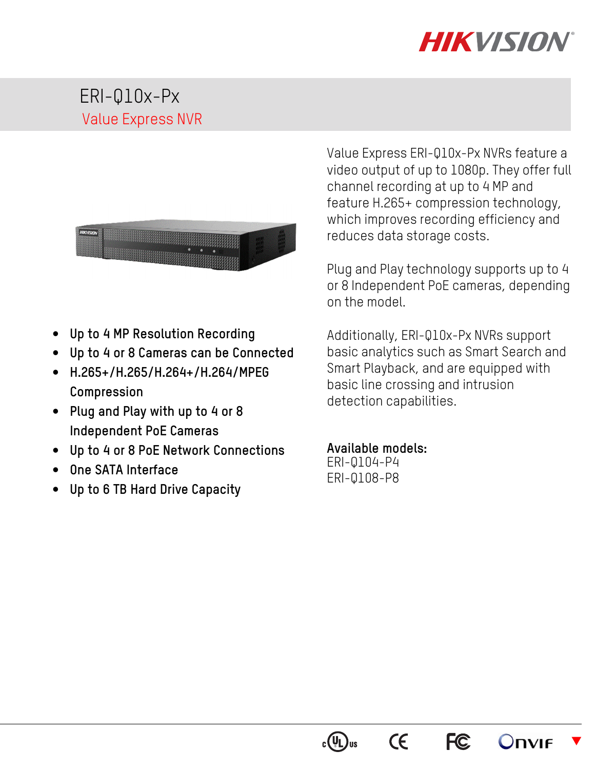HIKVISION

# ERI-Q10x-Px

## Value Express NVR

- Up to 4 MP Resolution Recording
- Up to 4 or 8 Cameras can be Connected
- H.265+/H.265/H.264+/H.264/MPEG Compression
- Plug and Play with up to 4 or 8 Independent PoE Cameras
- Up to 4 or 8 PoE Network Connections
- One SATA Interface
- Up to 6 TB Hard Drive Capacity

Value Express ERI-Q10x-Px NVRs feature a video output of up to 1080p. They offer full channel recording at up to 4 MP and feature H.265+ compression technology, which improves recording efficiency and reduces data storage costs.

Plug and Play technology supports up to 4 or 8 Independent PoE cameras, depending on the model.

Additionally, ERI-Q10x-Px NVRs support basic analytics such as Smart Search and Smart Playback, and are equipped with basic line crossing and intrusion detection capabilities.

**Available models:**
ERI-Q104-P4
ERI-Q108-P8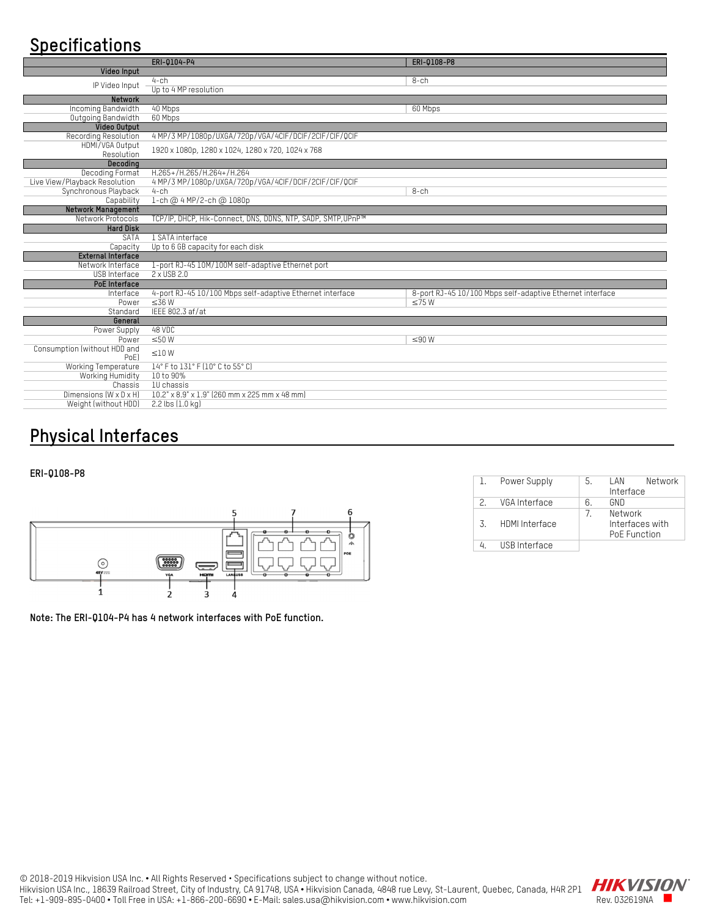## Specifications

| | ERI-Q104-P4 | ERI-Q108-P8 |
|---|---|---|
| **Video Input** | | |
| IP Video Input | 4-ch | 8-ch |
| | Up to 4 MP resolution | |
| **Network** | | |
| Incoming Bandwidth | 40 Mbps | 60 Mbps |
| Outgoing Bandwidth | 60 Mbps | |
| **Video Output** | | |
| Recording Resolution | 4 MP/3 MP/1080p/UXGA/720p/VGA/4CIF/DCIF/2CIF/CIF/QCIF | |
| HDMI/VGA Output Resolution | 1920 x 1080p, 1280 x 1024, 1280 x 720, 1024 x 768 | |
| **Decoding** | | |
| Decoding Format | H.265+/H.265/H.264+/H.264 | |
| Live View/Playback Resolution | 4 MP/3 MP/1080p/UXGA/720p/VGA/4CIF/DCIF/2CIF/CIF/QCIF | |
| Synchronous Playback | 4-ch | 8-ch |
| Capability | 1-ch @ 4 MP/2-ch @ 1080p | |
| **Network Management** | | |
| Network Protocols | TCP/IP, DHCP, Hik-Connect, DNS, DDNS, NTP, SADP, SMTP,UPnP™ | |
| **Hard Disk** | | |
| SATA | 1 SATA interface | |
| Capacity | Up to 6 GB capacity for each disk | |
| **External Interface** | | |
| Network Interface | 1-port RJ-45 10M/100M self-adaptive Ethernet port | |
| USB Interface | 2 x USB 2.0 | |
| **PoE Interface** | | |
| Interface | 4-port RJ-45 10/100 Mbps self-adaptive Ethernet interface | 8-port RJ-45 10/100 Mbps self-adaptive Ethernet interface |
| Power | ≤36 W | ≤75 W |
| Standard | IEEE 802.3 af/at | |
| **General** | | |
| Power Supply | 48 VDC | |
| Power | ≤50 W | ≤90 W |
| Consumption (without HDD and PoE) | ≤10 W | |
| Working Temperature | 14° F to 131° F (10° C to 55° C) | |
| Working Humidity | 10 to 90% | |
| Chassis | 1U chassis | |
| Dimensions (W x D x H) | 10.2" x 8.9" x 1.9" (260 mm x 225 mm x 48 mm) | |
| Weight (without HDD) | 2.2 lbs (1.0 kg) | |

## Physical Interfaces

**ERI-Q108-P8**

| | | | |
|---|---|---|---|
| 1. | Power Supply | 5. | LAN Network Interface |
| 2. | VGA Interface | 6. | GND |
| 3. | HDMI Interface | 7. | Network Interfaces with PoE Function |
| 4. | USB Interface | | |

**Note: The ERI-Q104-P4 has 4 network interfaces with PoE function.**

© 2018-2019 Hikvision USA Inc. • All Rights Reserved • Specifications subject to change without notice.
Hikvision USA Inc., 18639 Railroad Street, City of Industry, CA 91748, USA • Hikvision Canada, 4848 rue Levy, St-Laurent, Quebec, Canada, H4R 2P1
Tel: +1-909-895-0400 • Toll Free in USA: +1-866-200-6690 • E-Mail: sales.usa@hikvision.com • www.hikvision.com

Rev. 032619NA